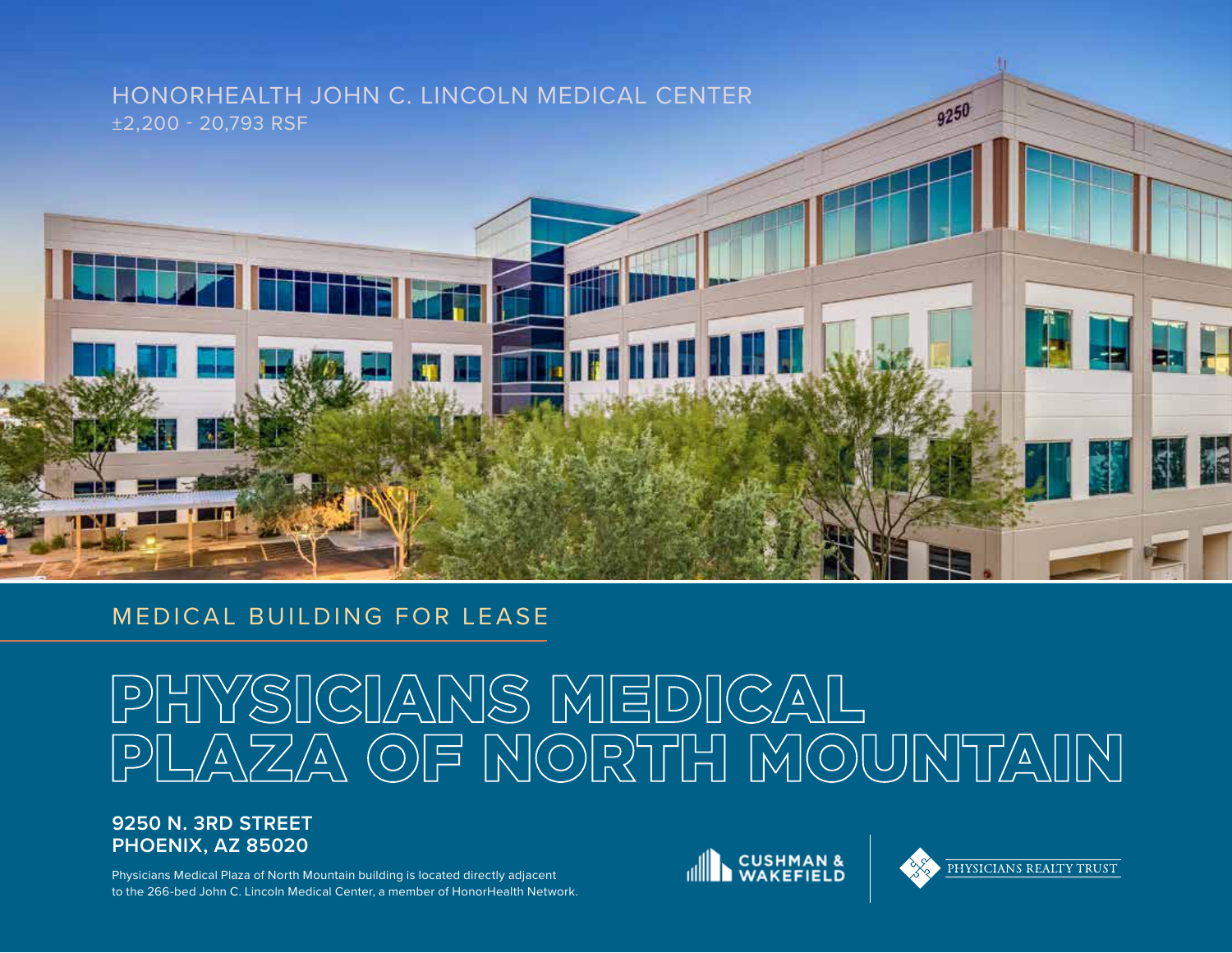HONORHEALTH JOHN C. LINCOLN MEDICAL CENTER

±2,200 - 20,793 RSF

## MEDICAL BUILDING FOR LEASE

# PHYSICIANS MEDICAL PLAZA OF NORTH MOUNTAIN

**9250 N. 3RD STREET**
**PHOENIX, AZ 85020**

Physicians Medical Plaza of North Mountain building is located directly adjacent to the 266-bed John C. Lincoln Medical Center, a member of HonorHealth Network.

CUSHMAN & WAKEFIELD

PHYSICIANS REALTY TRUST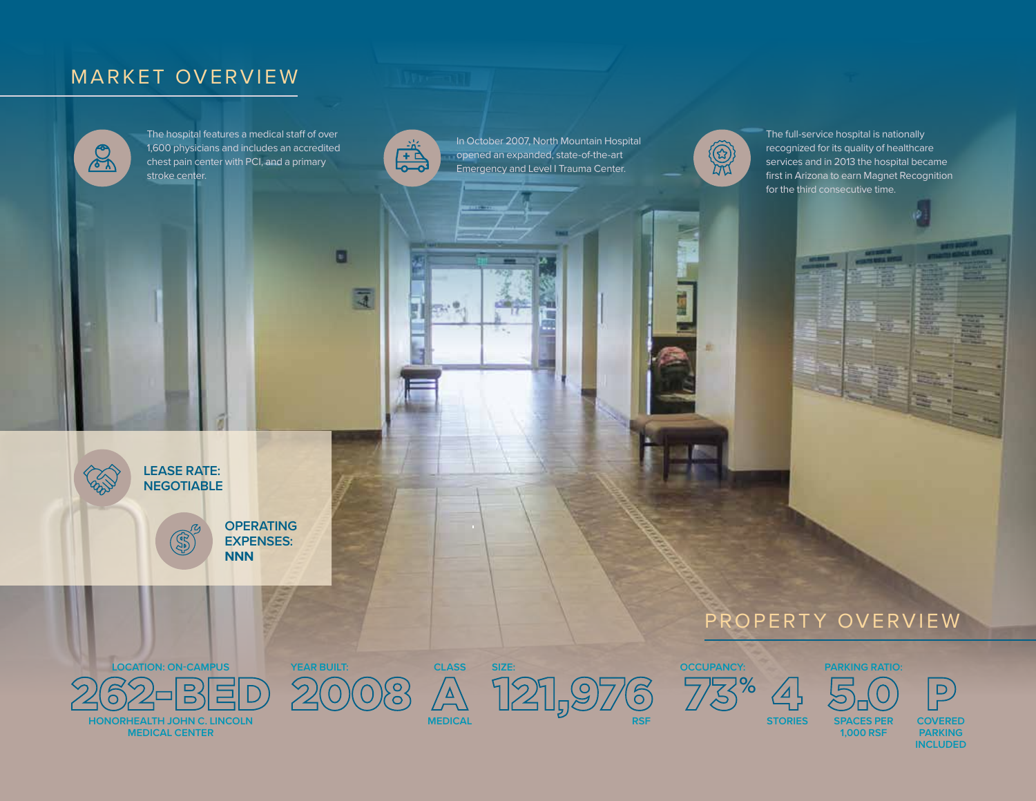# MARKET OVERVIEW

The hospital features a medical staff of over 1,600 physicians and includes an accredited chest pain center with PCI, and a primary stroke center.

In October 2007, North Mountain Hospital opened an expanded, state-of-the-art Emergency and Level I Trauma Center.

The full-service hospital is nationally recognized for its quality of healthcare services and in 2013 the hospital became first in Arizona to earn Magnet Recognition for the third consecutive time.

**LEASE RATE: NEGOTIABLE**

**OPERATING EXPENSES: NNN**

# PROPERTY OVERVIEW

| LOCATION: ON-CAMPUS | YEAR BUILT: | CLASS | SIZE: | OCCUPANCY: | | PARKING RATIO: | |
|---|---|---|---|---|---|---|---|
| 262-BED | 2008 | A | 121,976 | 73% | 4 | 5.0 | P |
| HONORHEALTH JOHN C. LINCOLN MEDICAL CENTER | | MEDICAL | RSF | | STORIES | SPACES PER 1,000 RSF | COVERED PARKING INCLUDED |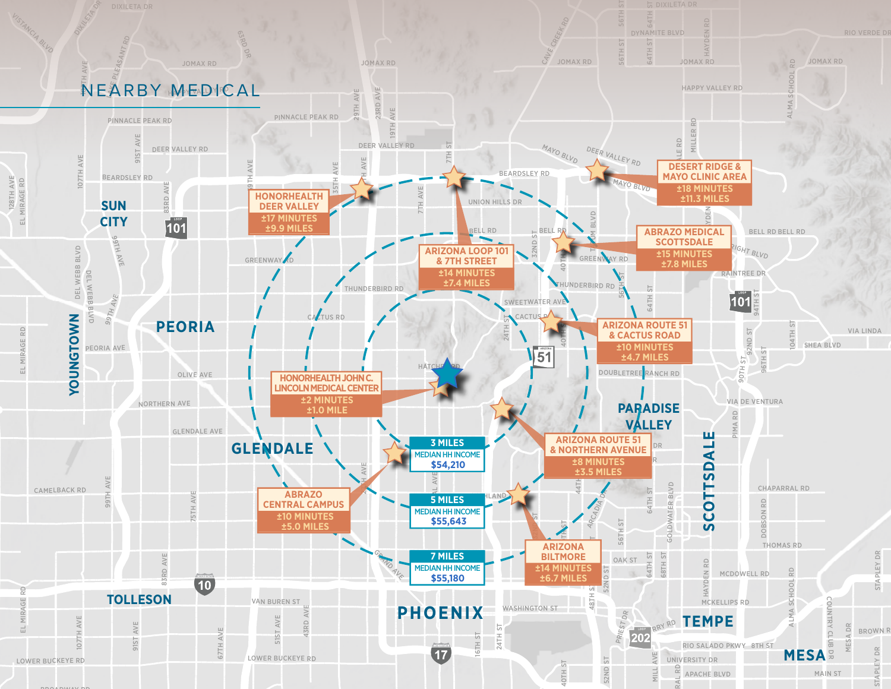# NEARBY MEDICAL

**HONORHEALTH DEER VALLEY**
±17 MINUTES
±9.9 MILES

**ARIZONA LOOP 101 & 7TH STREET**
±14 MINUTES
±7.4 MILES

**DESERT RIDGE & MAYO CLINIC AREA**
±18 MINUTES
±11.3 MILES

**ABRAZO MEDICAL SCOTTSDALE**
±15 MINUTES
±7.8 MILES

**ARIZONA ROUTE 51 & CACTUS ROAD**
±10 MINUTES
±4.7 MILES

**HONORHEALTH JOHN C. LINCOLN MEDICAL CENTER**
±2 MINUTES
±1.0 MILE

**ARIZONA ROUTE 51 & NORTHERN AVENUE**
±8 MINUTES
±3.5 MILES

**ABRAZO CENTRAL CAMPUS**
±10 MINUTES
±5.0 MILES

**ARIZONA BILTMORE**
±14 MINUTES
±6.7 MILES

| Radius | Median HH Income |
| --- | --- |
| 3 MILES | $54,210 |
| 5 MILES | $55,643 |
| 7 MILES | $55,180 |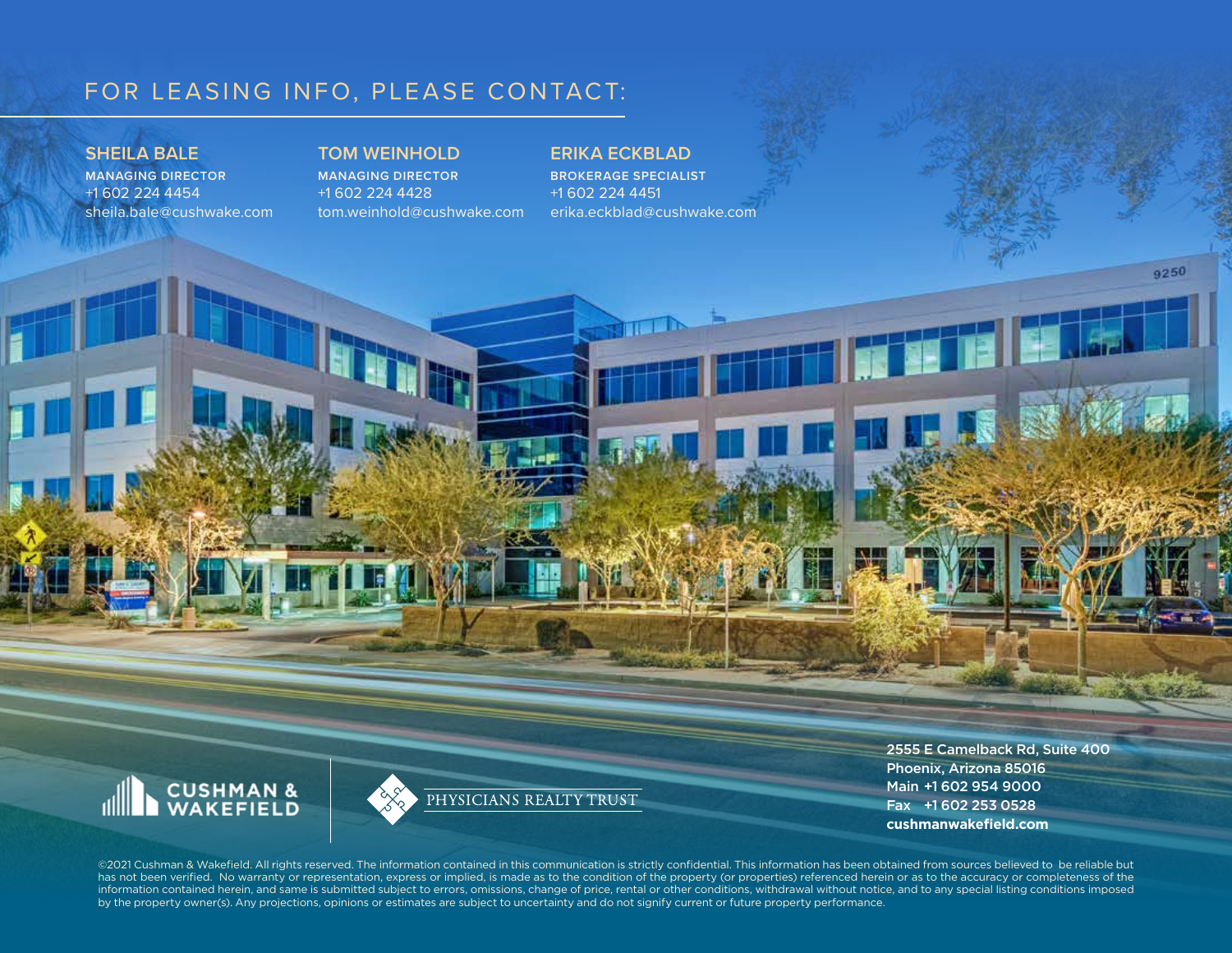## FOR LEASING INFO, PLEASE CONTACT:

**SHEILA BALE**
MANAGING DIRECTOR
+1 602 224 4454
sheila.bale@cushwake.com

**TOM WEINHOLD**
MANAGING DIRECTOR
+1 602 224 4428
tom.weinhold@cushwake.com

**ERIKA ECKBLAD**
BROKERAGE SPECIALIST
+1 602 224 4451
erika.eckblad@cushwake.com

CUSHMAN & WAKEFIELD

PHYSICIANS REALTY TRUST

**2555 E Camelback Rd, Suite 400**
**Phoenix, Arizona 85016**
**Main +1 602 954 9000**
**Fax +1 602 253 0528**
**cushmanwakefield.com**

©2021 Cushman & Wakefield. All rights reserved. The information contained in this communication is strictly confidential. This information has been obtained from sources believed to be reliable but has not been verified. No warranty or representation, express or implied, is made as to the condition of the property (or properties) referenced herein or as to the accuracy or completeness of the information contained herein, and same is submitted subject to errors, omissions, change of price, rental or other conditions, withdrawal without notice, and to any special listing conditions imposed by the property owner(s). Any projections, opinions or estimates are subject to uncertainty and do not signify current or future property performance.